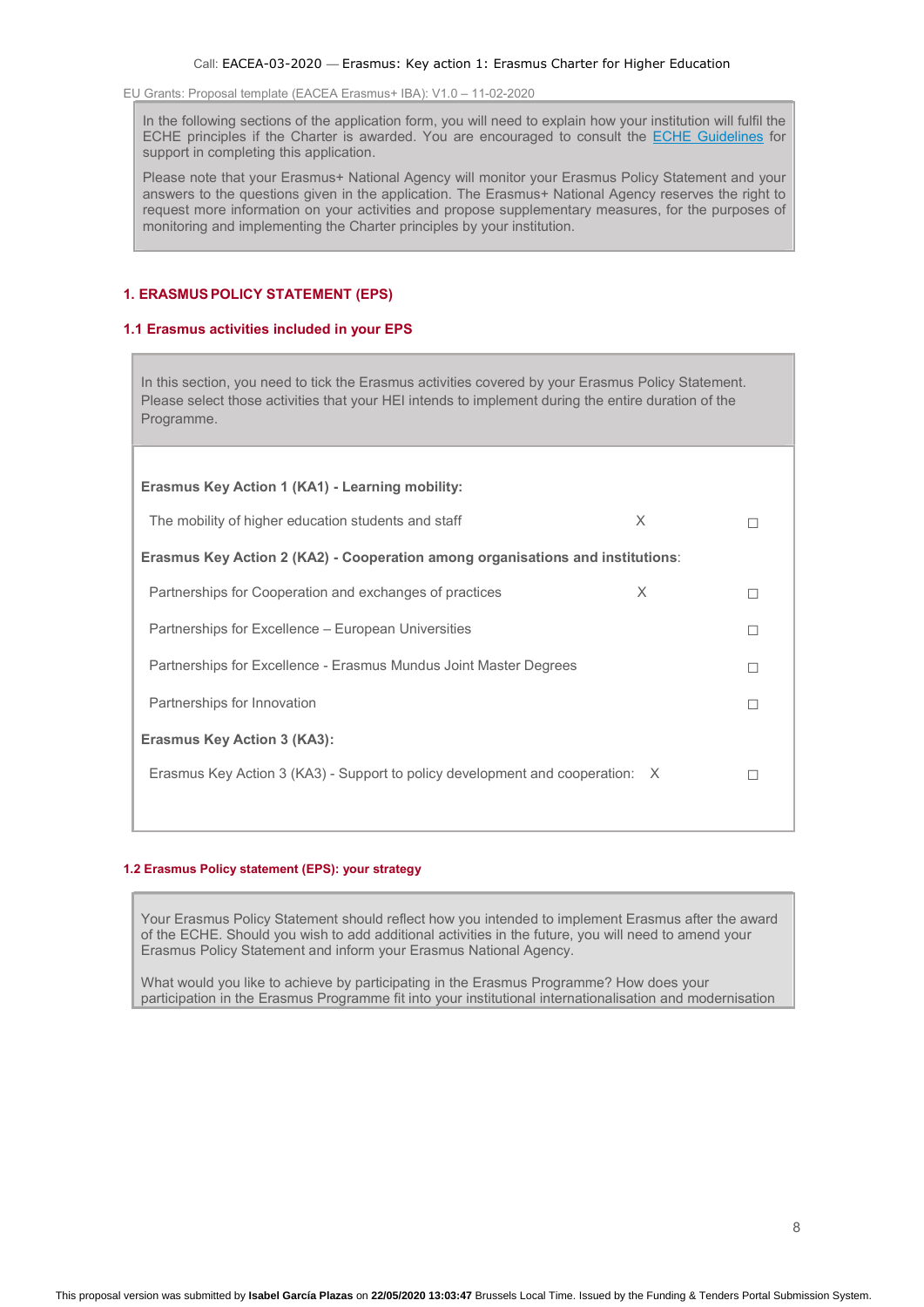In the following sections of the application form, you will need to explain how your institution will fulfil the ECHE principles if the Charter is awarded. You are encouraged to consult the ECHE Guidelines for support in completing this application.

Please note that your Erasmus+ National Agency will monitor your Erasmus Policy Statement and your answers to the questions given in the application. The Erasmus+ National Agency reserves the right to request more information on your activities and propose supplementary measures, for the purposes of monitoring and implementing the Charter principles by your institution.

## 1. ERASMUS POLICY STATEMENT (EPS)

### 1.1 Erasmus activities included in your EPS

In this section, you need to tick the Erasmus activities covered by your Erasmus Policy Statement. Please select those activities that your HEI intends to implement during the entire duration of the Programme.

**Erasmus Key Action 1 (KA1) - Learning mobility:**

| | | |
|---|---|---|
| The mobility of higher education students and staff | X | ☐ |

**Erasmus Key Action 2 (KA2) - Cooperation among organisations and institutions**:

| | | |
|---|---|---|
| Partnerships for Cooperation and exchanges of practices | X | ☐ |
| Partnerships for Excellence – European Universities | | ☐ |
| Partnerships for Excellence - Erasmus Mundus Joint Master Degrees | | ☐ |
| Partnerships for Innovation | | ☐ |

**Erasmus Key Action 3 (KA3):**

| | | |
|---|---|---|
| Erasmus Key Action 3 (KA3) - Support to policy development and cooperation: | X | ☐ |

### 1.2 Erasmus Policy statement (EPS): your strategy

Your Erasmus Policy Statement should reflect how you intended to implement Erasmus after the award of the ECHE. Should you wish to add additional activities in the future, you will need to amend your Erasmus Policy Statement and inform your Erasmus National Agency.

What would you like to achieve by participating in the Erasmus Programme? How does your participation in the Erasmus Programme fit into your institutional internationalisation and modernisation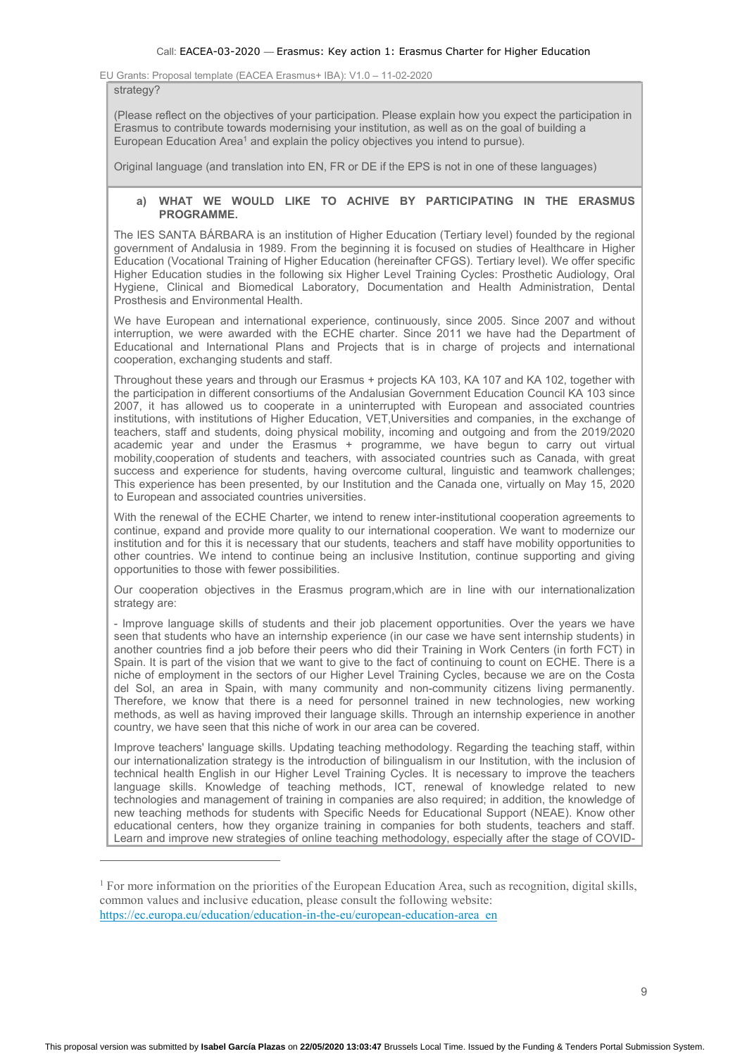strategy?

(Please reflect on the objectives of your participation. Please explain how you expect the participation in Erasmus to contribute towards modernising your institution, as well as on the goal of building a European Education Area[1] and explain the policy objectives you intend to pursue).

Original language (and translation into EN, FR or DE if the EPS is not in one of these languages)

**a) WHAT WE WOULD LIKE TO ACHIVE BY PARTICIPATING IN THE ERASMUS PROGRAMME.**

The IES SANTA BÁRBARA is an institution of Higher Education (Tertiary level) founded by the regional government of Andalusia in 1989. From the beginning it is focused on studies of Healthcare in Higher Education (Vocational Training of Higher Education (hereinafter CFGS). Tertiary level). We offer specific Higher Education studies in the following six Higher Level Training Cycles: Prosthetic Audiology, Oral Hygiene, Clinical and Biomedical Laboratory, Documentation and Health Administration, Dental Prosthesis and Environmental Health.

We have European and international experience, continuously, since 2005. Since 2007 and without interruption, we were awarded with the ECHE charter. Since 2011 we have had the Department of Educational and International Plans and Projects that is in charge of projects and international cooperation, exchanging students and staff.

Throughout these years and through our Erasmus + projects KA 103, KA 107 and KA 102, together with the participation in different consortiums of the Andalusian Government Education Council KA 103 since 2007, it has allowed us to cooperate in a uninterrupted with European and associated countries institutions, with institutions of Higher Education, VET,Universities and companies, in the exchange of teachers, staff and students, doing physical mobility, incoming and outgoing and from the 2019/2020 academic year and under the Erasmus + programme, we have begun to carry out virtual mobility,cooperation of students and teachers, with associated countries such as Canada, with great success and experience for students, having overcome cultural, linguistic and teamwork challenges; This experience has been presented, by our Institution and the Canada one, virtually on May 15, 2020 to European and associated countries universities.

With the renewal of the ECHE Charter, we intend to renew inter-institutional cooperation agreements to continue, expand and provide more quality to our international cooperation. We want to modernize our institution and for this it is necessary that our students, teachers and staff have mobility opportunities to other countries. We intend to continue being an inclusive Institution, continue supporting and giving opportunities to those with fewer possibilities.

Our cooperation objectives in the Erasmus program,which are in line with our internationalization strategy are:

- Improve language skills of students and their job placement opportunities. Over the years we have seen that students who have an internship experience (in our case we have sent internship students) in another countries find a job before their peers who did their Training in Work Centers (in forth FCT) in Spain. It is part of the vision that we want to give to the fact of continuing to count on ECHE. There is a niche of employment in the sectors of our Higher Level Training Cycles, because we are on the Costa del Sol, an area in Spain, with many community and non-community citizens living permanently. Therefore, we know that there is a need for personnel trained in new technologies, new working methods, as well as having improved their language skills. Through an internship experience in another country, we have seen that this niche of work in our area can be covered.

Improve teachers' language skills. Updating teaching methodology. Regarding the teaching staff, within our internationalization strategy is the introduction of bilingualism in our Institution, with the inclusion of technical health English in our Higher Level Training Cycles. It is necessary to improve the teachers language skills. Knowledge of teaching methods, ICT, renewal of knowledge related to new technologies and management of training in companies are also required; in addition, the knowledge of new teaching methods for students with Specific Needs for Educational Support (NEAE). Know other educational centers, how they organize training in companies for both students, teachers and staff. Learn and improve new strategies of online teaching methodology, especially after the stage of COVID-

[1] For more information on the priorities of the European Education Area, such as recognition, digital skills, common values and inclusive education, please consult the following website: https://ec.europa.eu/education/education-in-the-eu/european-education-area_en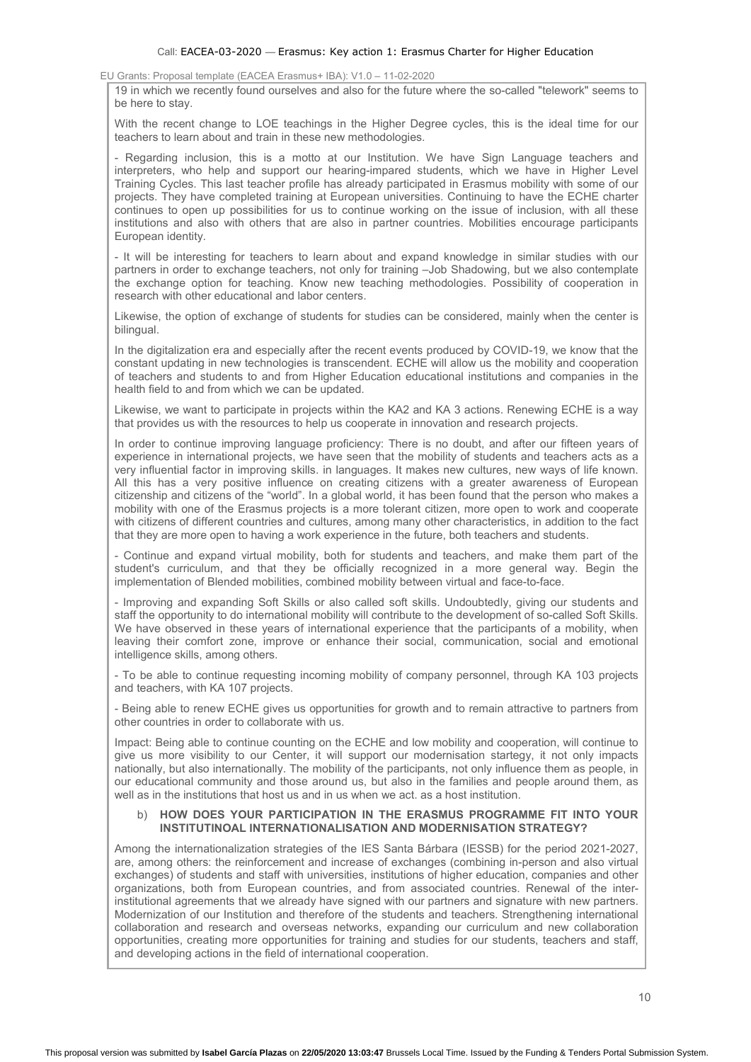19 in which we recently found ourselves and also for the future where the so-called "telework" seems to be here to stay.

With the recent change to LOE teachings in the Higher Degree cycles, this is the ideal time for our teachers to learn about and train in these new methodologies.

- Regarding inclusion, this is a motto at our Institution. We have Sign Language teachers and interpreters, who help and support our hearing-impared students, which we have in Higher Level Training Cycles. This last teacher profile has already participated in Erasmus mobility with some of our projects. They have completed training at European universities. Continuing to have the ECHE charter continues to open up possibilities for us to continue working on the issue of inclusion, with all these institutions and also with others that are also in partner countries. Mobilities encourage participants European identity.

- It will be interesting for teachers to learn about and expand knowledge in similar studies with our partners in order to exchange teachers, not only for training –Job Shadowing, but we also contemplate the exchange option for teaching. Know new teaching methodologies. Possibility of cooperation in research with other educational and labor centers.

Likewise, the option of exchange of students for studies can be considered, mainly when the center is bilingual.

In the digitalization era and especially after the recent events produced by COVID-19, we know that the constant updating in new technologies is transcendent. ECHE will allow us the mobility and cooperation of teachers and students to and from Higher Education educational institutions and companies in the health field to and from which we can be updated.

Likewise, we want to participate in projects within the KA2 and KA 3 actions. Renewing ECHE is a way that provides us with the resources to help us cooperate in innovation and research projects.

In order to continue improving language proficiency: There is no doubt, and after our fifteen years of experience in international projects, we have seen that the mobility of students and teachers acts as a very influential factor in improving skills. in languages. It makes new cultures, new ways of life known. All this has a very positive influence on creating citizens with a greater awareness of European citizenship and citizens of the "world". In a global world, it has been found that the person who makes a mobility with one of the Erasmus projects is a more tolerant citizen, more open to work and cooperate with citizens of different countries and cultures, among many other characteristics, in addition to the fact that they are more open to having a work experience in the future, both teachers and students.

- Continue and expand virtual mobility, both for students and teachers, and make them part of the student's curriculum, and that they be officially recognized in a more general way. Begin the implementation of Blended mobilities, combined mobility between virtual and face-to-face.

- Improving and expanding Soft Skills or also called soft skills. Undoubtedly, giving our students and staff the opportunity to do international mobility will contribute to the development of so-called Soft Skills. We have observed in these years of international experience that the participants of a mobility, when leaving their comfort zone, improve or enhance their social, communication, social and emotional intelligence skills, among others.

- To be able to continue requesting incoming mobility of company personnel, through KA 103 projects and teachers, with KA 107 projects.

- Being able to renew ECHE gives us opportunities for growth and to remain attractive to partners from other countries in order to collaborate with us.

Impact: Being able to continue counting on the ECHE and low mobility and cooperation, will continue to give us more visibility to our Center, it will support our modernisation startegy, it not only impacts nationally, but also internationally. The mobility of the participants, not only influence them as people, in our educational community and those around us, but also in the families and people around them, as well as in the institutions that host us and in us when we act. as a host institution.

b) **HOW DOES YOUR PARTICIPATION IN THE ERASMUS PROGRAMME FIT INTO YOUR INSTITUTINOAL INTERNATIONALISATION AND MODERNISATION STRATEGY?**

Among the internationalization strategies of the IES Santa Bárbara (IESSB) for the period 2021-2027, are, among others: the reinforcement and increase of exchanges (combining in-person and also virtual exchanges) of students and staff with universities, institutions of higher education, companies and other organizations, both from European countries, and from associated countries. Renewal of the inter-institutional agreements that we already have signed with our partners and signature with new partners. Modernization of our Institution and therefore of the students and teachers. Strengthening international collaboration and research and overseas networks, expanding our curriculum and new collaboration opportunities, creating more opportunities for training and studies for our students, teachers and staff, and developing actions in the field of international cooperation.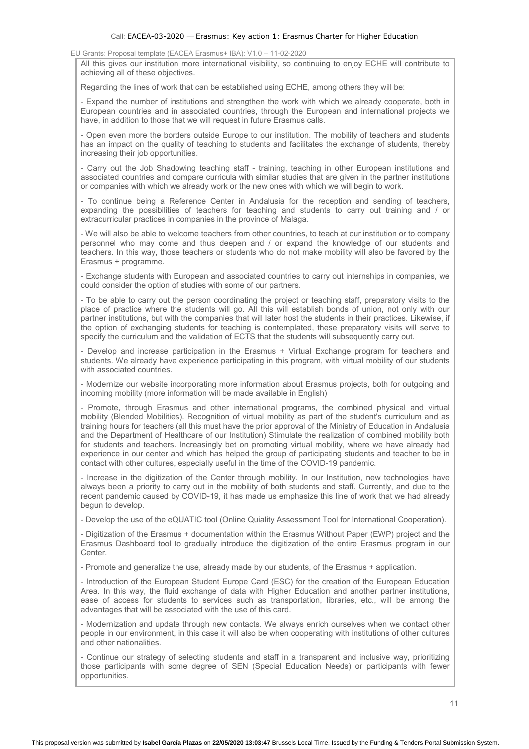All this gives our institution more international visibility, so continuing to enjoy ECHE will contribute to achieving all of these objectives.

Regarding the lines of work that can be established using ECHE, among others they will be:

- Expand the number of institutions and strengthen the work with which we already cooperate, both in European countries and in associated countries, through the European and international projects we have, in addition to those that we will request in future Erasmus calls.

- Open even more the borders outside Europe to our institution. The mobility of teachers and students has an impact on the quality of teaching to students and facilitates the exchange of students, thereby increasing their job opportunities.

- Carry out the Job Shadowing teaching staff - training, teaching in other European institutions and associated countries and compare curricula with similar studies that are given in the partner institutions or companies with which we already work or the new ones with which we will begin to work.

- To continue being a Reference Center in Andalusia for the reception and sending of teachers, expanding the possibilities of teachers for teaching and students to carry out training and / or extracurricular practices in companies in the province of Malaga.

- We will also be able to welcome teachers from other countries, to teach at our institution or to company personnel who may come and thus deepen and / or expand the knowledge of our students and teachers. In this way, those teachers or students who do not make mobility will also be favored by the Erasmus + programme.

- Exchange students with European and associated countries to carry out internships in companies, we could consider the option of studies with some of our partners.

- To be able to carry out the person coordinating the project or teaching staff, preparatory visits to the place of practice where the students will go. All this will establish bonds of union, not only with our partner institutions, but with the companies that will later host the students in their practices. Likewise, if the option of exchanging students for teaching is contemplated, these preparatory visits will serve to specify the curriculum and the validation of ECTS that the students will subsequently carry out.

- Develop and increase participation in the Erasmus + Virtual Exchange program for teachers and students. We already have experience participating in this program, with virtual mobility of our students with associated countries.

- Modernize our website incorporating more information about Erasmus projects, both for outgoing and incoming mobility (more information will be made available in English)

- Promote, through Erasmus and other international programs, the combined physical and virtual mobility (Blended Mobilities). Recognition of virtual mobility as part of the student's curriculum and as training hours for teachers (all this must have the prior approval of the Ministry of Education in Andalusia and the Department of Healthcare of our Institution) Stimulate the realization of combined mobility both for students and teachers. Increasingly bet on promoting virtual mobility, where we have already had experience in our center and which has helped the group of participating students and teacher to be in contact with other cultures, especially useful in the time of the COVID-19 pandemic.

- Increase in the digitization of the Center through mobility. In our Institution, new technologies have always been a priority to carry out in the mobility of both students and staff. Currently, and due to the recent pandemic caused by COVID-19, it has made us emphasize this line of work that we had already begun to develop.

- Develop the use of the eQUATIC tool (Online Quiality Assessment Tool for International Cooperation).

- Digitization of the Erasmus + documentation within the Erasmus Without Paper (EWP) project and the Erasmus Dashboard tool to gradually introduce the digitization of the entire Erasmus program in our Center.

- Promote and generalize the use, already made by our students, of the Erasmus + application.

- Introduction of the European Student Europe Card (ESC) for the creation of the European Education Area. In this way, the fluid exchange of data with Higher Education and another partner institutions, ease of access for students to services such as transportation, libraries, etc., will be among the advantages that will be associated with the use of this card.

- Modernization and update through new contacts. We always enrich ourselves when we contact other people in our environment, in this case it will also be when cooperating with institutions of other cultures and other nationalities.

- Continue our strategy of selecting students and staff in a transparent and inclusive way, prioritizing those participants with some degree of SEN (Special Education Needs) or participants with fewer opportunities.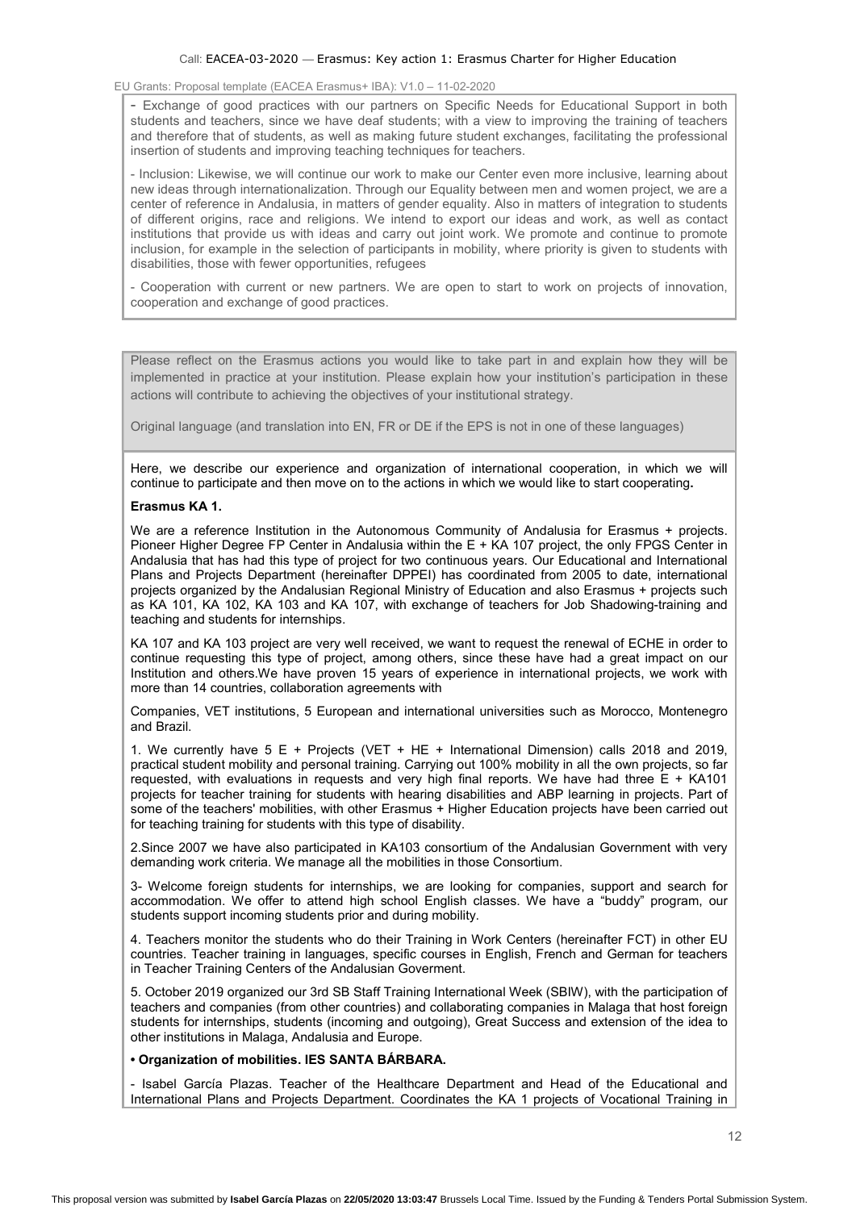- Exchange of good practices with our partners on Specific Needs for Educational Support in both students and teachers, since we have deaf students; with a view to improving the training of teachers and therefore that of students, as well as making future student exchanges, facilitating the professional insertion of students and improving teaching techniques for teachers.

- Inclusion: Likewise, we will continue our work to make our Center even more inclusive, learning about new ideas through internationalization. Through our Equality between men and women project, we are a center of reference in Andalusia, in matters of gender equality. Also in matters of integration to students of different origins, race and religions. We intend to export our ideas and work, as well as contact institutions that provide us with ideas and carry out joint work. We promote and continue to promote inclusion, for example in the selection of participants in mobility, where priority is given to students with disabilities, those with fewer opportunities, refugees

- Cooperation with current or new partners. We are open to start to work on projects of innovation, cooperation and exchange of good practices.

Please reflect on the Erasmus actions you would like to take part in and explain how they will be implemented in practice at your institution. Please explain how your institution's participation in these actions will contribute to achieving the objectives of your institutional strategy.

Original language (and translation into EN, FR or DE if the EPS is not in one of these languages)

Here, we describe our experience and organization of international cooperation, in which we will continue to participate and then move on to the actions in which we would like to start cooperating**.**

**Erasmus KA 1.**

We are a reference Institution in the Autonomous Community of Andalusia for Erasmus + projects. Pioneer Higher Degree FP Center in Andalusia within the E + KA 107 project, the only FPGS Center in Andalusia that has had this type of project for two continuous years. Our Educational and International Plans and Projects Department (hereinafter DPPEI) has coordinated from 2005 to date, international projects organized by the Andalusian Regional Ministry of Education and also Erasmus + projects such as KA 101, KA 102, KA 103 and KA 107, with exchange of teachers for Job Shadowing-training and teaching and students for internships.

KA 107 and KA 103 project are very well received, we want to request the renewal of ECHE in order to continue requesting this type of project, among others, since these have had a great impact on our Institution and others.We have proven 15 years of experience in international projects, we work with more than 14 countries, collaboration agreements with

Companies, VET institutions, 5 European and international universities such as Morocco, Montenegro and Brazil.

1. We currently have 5 E + Projects (VET + HE + International Dimension) calls 2018 and 2019, practical student mobility and personal training. Carrying out 100% mobility in all the own projects, so far requested, with evaluations in requests and very high final reports. We have had three E + KA101 projects for teacher training for students with hearing disabilities and ABP learning in projects. Part of some of the teachers' mobilities, with other Erasmus + Higher Education projects have been carried out for teaching training for students with this type of disability.

2.Since 2007 we have also participated in KA103 consortium of the Andalusian Government with very demanding work criteria. We manage all the mobilities in those Consortium.

3- Welcome foreign students for internships, we are looking for companies, support and search for accommodation. We offer to attend high school English classes. We have a "buddy" program, our students support incoming students prior and during mobility.

4. Teachers monitor the students who do their Training in Work Centers (hereinafter FCT) in other EU countries. Teacher training in languages, specific courses in English, French and German for teachers in Teacher Training Centers of the Andalusian Goverment.

5. October 2019 organized our 3rd SB Staff Training International Week (SBIW), with the participation of teachers and companies (from other countries) and collaborating companies in Malaga that host foreign students for internships, students (incoming and outgoing), Great Success and extension of the idea to other institutions in Malaga, Andalusia and Europe.

**• Organization of mobilities. IES SANTA BÁRBARA.**

- Isabel García Plazas. Teacher of the Healthcare Department and Head of the Educational and International Plans and Projects Department. Coordinates the KA 1 projects of Vocational Training in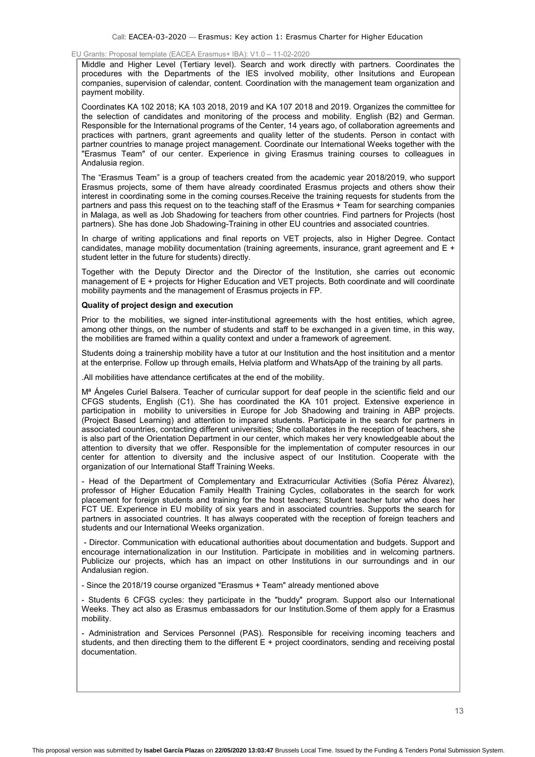Middle and Higher Level (Tertiary level). Search and work directly with partners. Coordinates the procedures with the Departments of the IES involved mobility, other Insitutions and European companies, supervision of calendar, content. Coordination with the management team organization and payment mobility.

Coordinates KA 102 2018; KA 103 2018, 2019 and KA 107 2018 and 2019. Organizes the committee for the selection of candidates and monitoring of the process and mobility. English (B2) and German. Responsible for the International programs of the Center, 14 years ago, of collaboration agreements and practices with partners, grant agreements and quality letter of the students. Person in contact with partner countries to manage project management. Coordinate our International Weeks together with the "Erasmus Team" of our center. Experience in giving Erasmus training courses to colleagues in Andalusia region.

The "Erasmus Team" is a group of teachers created from the academic year 2018/2019, who support Erasmus projects, some of them have already coordinated Erasmus projects and others show their interest in coordinating some in the coming courses.Receive the training requests for students from the partners and pass this request on to the teaching staff of the Erasmus + Team for searching companies in Malaga, as well as Job Shadowing for teachers from other countries. Find partners for Projects (host partners). She has done Job Shadowing-Training in other EU countries and associated countries.

In charge of writing applications and final reports on VET projects, also in Higher Degree. Contact candidates, manage mobility documentation (training agreements, insurance, grant agreement and E + student letter in the future for students) directly.

Together with the Deputy Director and the Director of the Institution, she carries out economic management of E + projects for Higher Education and VET projects. Both coordinate and will coordinate mobility payments and the management of Erasmus projects in FP.

**Quality of project design and execution**

Prior to the mobilities, we signed inter-institutional agreements with the host entities, which agree, among other things, on the number of students and staff to be exchanged in a given time, in this way, the mobilities are framed within a quality context and under a framework of agreement.

Students doing a trainership mobility have a tutor at our Institution and the host insititution and a mentor at the enterprise. Follow up through emails, Helvia platform and WhatsApp of the training by all parts.

.All mobilities have attendance certificates at the end of the mobility.

Mª Ángeles Curiel Balsera. Teacher of curricular support for deaf people in the scientific field and our CFGS students, English (C1). She has coordinated the KA 101 project. Extensive experience in participation in mobility to universities in Europe for Job Shadowing and training in ABP projects. (Project Based Learning) and attention to impared students. Participate in the search for partners in associated countries, contacting different universities; She collaborates in the reception of teachers, she is also part of the Orientation Department in our center, which makes her very knowledgeable about the attention to diversity that we offer. Responsible for the implementation of computer resources in our center for attention to diversity and the inclusive aspect of our Institution. Cooperate with the organization of our International Staff Training Weeks.

- Head of the Department of Complementary and Extracurricular Activities (Sofía Pérez Álvarez), professor of Higher Education Family Health Training Cycles, collaborates in the search for work placement for foreign students and training for the host teachers; Student teacher tutor who does her FCT UE. Experience in EU mobility of six years and in associated countries. Supports the search for partners in associated countries. It has always cooperated with the reception of foreign teachers and students and our International Weeks organization.

- Director. Communication with educational authorities about documentation and budgets. Support and encourage internationalization in our Institution. Participate in mobilities and in welcoming partners. Publicize our projects, which has an impact on other Institutions in our surroundings and in our Andalusian region.

- Since the 2018/19 course organized "Erasmus + Team" already mentioned above

- Students 6 CFGS cycles: they participate in the "buddy" program. Support also our International Weeks. They act also as Erasmus embassadors for our Institution.Some of them apply for a Erasmus mobility.

- Administration and Services Personnel (PAS). Responsible for receiving incoming teachers and students, and then directing them to the different E + project coordinators, sending and receiving postal documentation.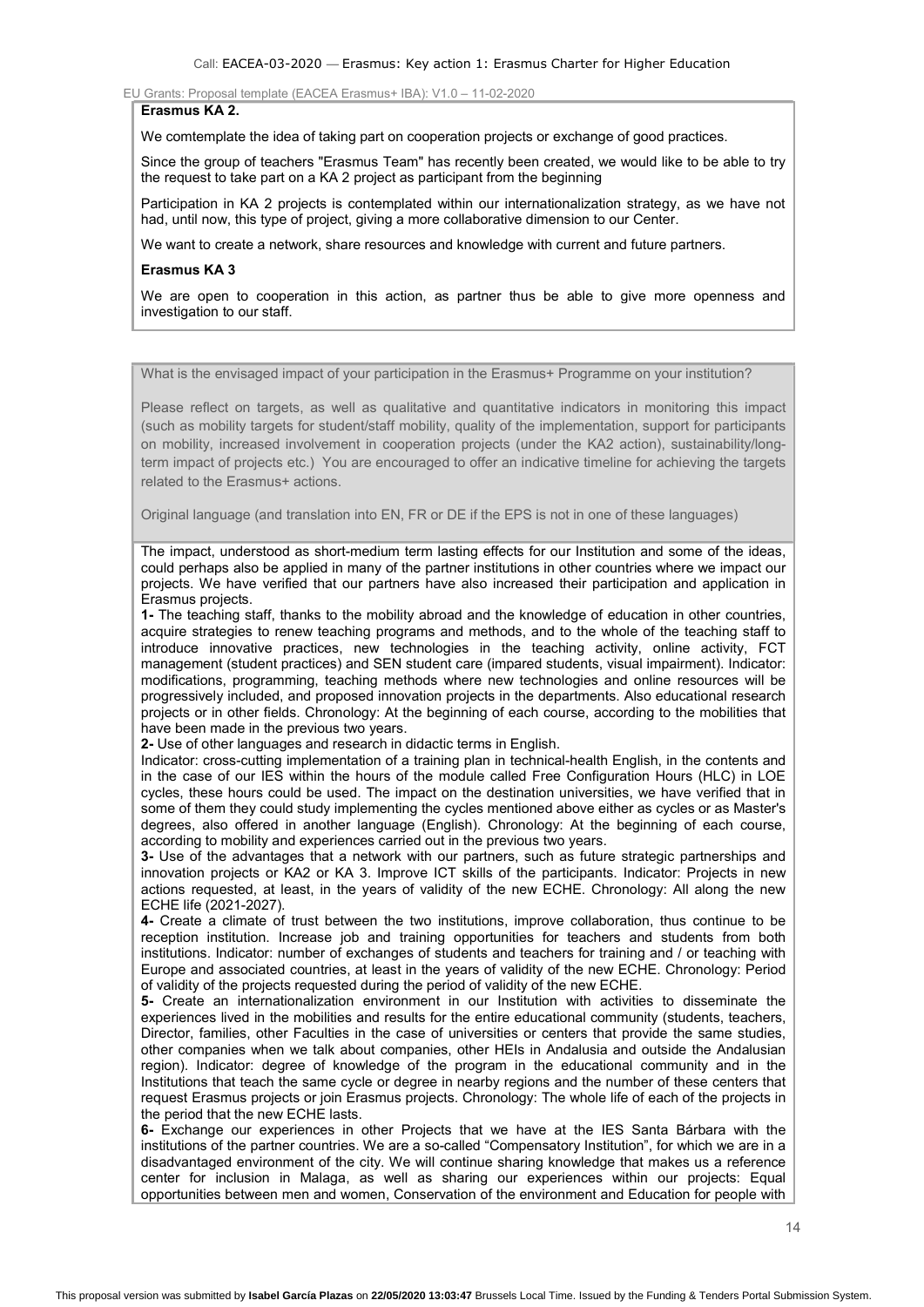**Erasmus KA 2.**

We comtemplate the idea of taking part on cooperation projects or exchange of good practices.

Since the group of teachers "Erasmus Team" has recently been created, we would like to be able to try the request to take part on a KA 2 project as participant from the beginning

Participation in KA 2 projects is contemplated within our internationalization strategy, as we have not had, until now, this type of project, giving a more collaborative dimension to our Center.

We want to create a network, share resources and knowledge with current and future partners.

**Erasmus KA 3**

We are open to cooperation in this action, as partner thus be able to give more openness and investigation to our staff.

What is the envisaged impact of your participation in the Erasmus+ Programme on your institution?

Please reflect on targets, as well as qualitative and quantitative indicators in monitoring this impact (such as mobility targets for student/staff mobility, quality of the implementation, support for participants on mobility, increased involvement in cooperation projects (under the KA2 action), sustainability/long-term impact of projects etc.) You are encouraged to offer an indicative timeline for achieving the targets related to the Erasmus+ actions.

Original language (and translation into EN, FR or DE if the EPS is not in one of these languages)

The impact, understood as short-medium term lasting effects for our Institution and some of the ideas, could perhaps also be applied in many of the partner institutions in other countries where we impact our projects. We have verified that our partners have also increased their participation and application in Erasmus projects.

**1-** The teaching staff, thanks to the mobility abroad and the knowledge of education in other countries, acquire strategies to renew teaching programs and methods, and to the whole of the teaching staff to introduce innovative practices, new technologies in the teaching activity, online activity, FCT management (student practices) and SEN student care (impared students, visual impairment). Indicator: modifications, programming, teaching methods where new technologies and online resources will be progressively included, and proposed innovation projects in the departments. Also educational research projects or in other fields. Chronology: At the beginning of each course, according to the mobilities that have been made in the previous two years.

**2-** Use of other languages and research in didactic terms in English.

Indicator: cross-cutting implementation of a training plan in technical-health English, in the contents and in the case of our IES within the hours of the module called Free Configuration Hours (HLC) in LOE cycles, these hours could be used. The impact on the destination universities, we have verified that in some of them they could study implementing the cycles mentioned above either as cycles or as Master's degrees, also offered in another language (English). Chronology: At the beginning of each course, according to mobility and experiences carried out in the previous two years.

**3-** Use of the advantages that a network with our partners, such as future strategic partnerships and innovation projects or KA2 or KA 3. Improve ICT skills of the participants. Indicator: Projects in new actions requested, at least, in the years of validity of the new ECHE. Chronology: All along the new ECHE life (2021-2027).

**4-** Create a climate of trust between the two institutions, improve collaboration, thus continue to be reception institution. Increase job and training opportunities for teachers and students from both institutions. Indicator: number of exchanges of students and teachers for training and / or teaching with Europe and associated countries, at least in the years of validity of the new ECHE. Chronology: Period of validity of the projects requested during the period of validity of the new ECHE.

**5-** Create an internationalization environment in our Institution with activities to disseminate the experiences lived in the mobilities and results for the entire educational community (students, teachers, Director, families, other Faculties in the case of universities or centers that provide the same studies, other companies when we talk about companies, other HEIs in Andalusia and outside the Andalusian region). Indicator: degree of knowledge of the program in the educational community and in the Institutions that teach the same cycle or degree in nearby regions and the number of these centers that request Erasmus projects or join Erasmus projects. Chronology: The whole life of each of the projects in the period that the new ECHE lasts.

**6-** Exchange our experiences in other Projects that we have at the IES Santa Bárbara with the institutions of the partner countries. We are a so-called "Compensatory Institution", for which we are in a disadvantaged environment of the city. We will continue sharing knowledge that makes us a reference center for inclusion in Malaga, as well as sharing our experiences within our projects: Equal opportunities between men and women, Conservation of the environment and Education for people with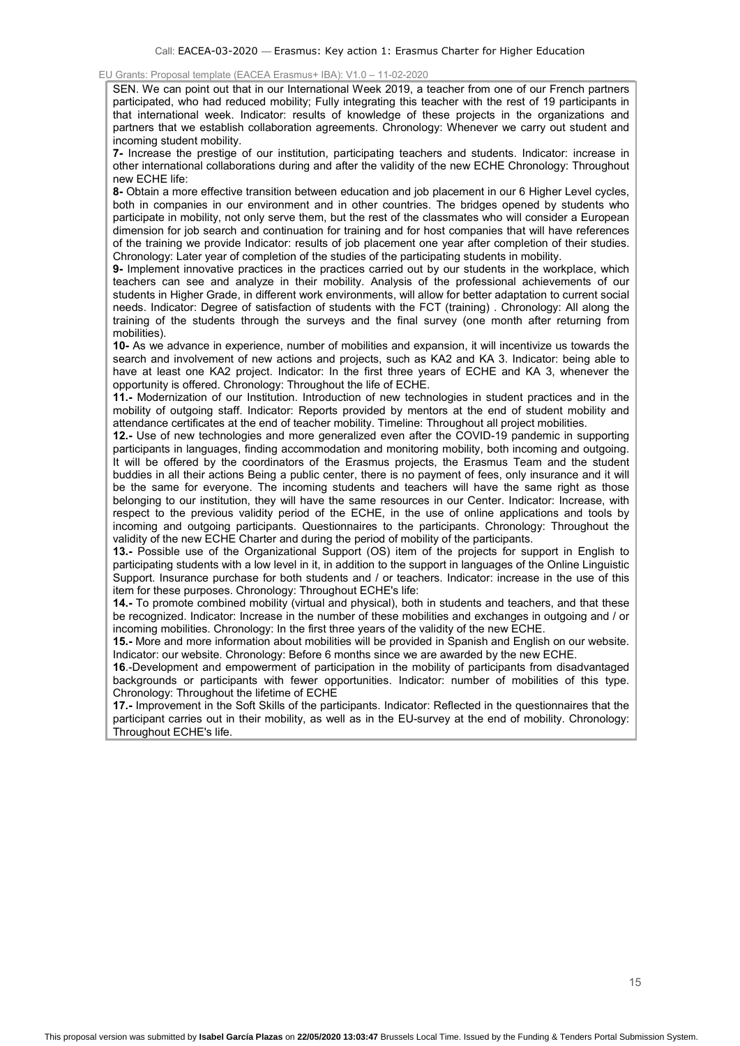SEN. We can point out that in our International Week 2019, a teacher from one of our French partners participated, who had reduced mobility; Fully integrating this teacher with the rest of 19 participants in that international week. Indicator: results of knowledge of these projects in the organizations and partners that we establish collaboration agreements. Chronology: Whenever we carry out student and incoming student mobility.

**7-** Increase the prestige of our institution, participating teachers and students. Indicator: increase in other international collaborations during and after the validity of the new ECHE Chronology: Throughout new ECHE life:

**8-** Obtain a more effective transition between education and job placement in our 6 Higher Level cycles, both in companies in our environment and in other countries. The bridges opened by students who participate in mobility, not only serve them, but the rest of the classmates who will consider a European dimension for job search and continuation for training and for host companies that will have references of the training we provide Indicator: results of job placement one year after completion of their studies. Chronology: Later year of completion of the studies of the participating students in mobility.

**9-** Implement innovative practices in the practices carried out by our students in the workplace, which teachers can see and analyze in their mobility. Analysis of the professional achievements of our students in Higher Grade, in different work environments, will allow for better adaptation to current social needs. Indicator: Degree of satisfaction of students with the FCT (training) . Chronology: All along the training of the students through the surveys and the final survey (one month after returning from mobilities).

**10-** As we advance in experience, number of mobilities and expansion, it will incentivize us towards the search and involvement of new actions and projects, such as KA2 and KA 3. Indicator: being able to have at least one KA2 project. Indicator: In the first three years of ECHE and KA 3, whenever the opportunity is offered. Chronology: Throughout the life of ECHE.

**11.-** Modernization of our Institution. Introduction of new technologies in student practices and in the mobility of outgoing staff. Indicator: Reports provided by mentors at the end of student mobility and attendance certificates at the end of teacher mobility. Timeline: Throughout all project mobilities.

**12.-** Use of new technologies and more generalized even after the COVID-19 pandemic in supporting participants in languages, finding accommodation and monitoring mobility, both incoming and outgoing. It will be offered by the coordinators of the Erasmus projects, the Erasmus Team and the student buddies in all their actions Being a public center, there is no payment of fees, only insurance and it will be the same for everyone. The incoming students and teachers will have the same right as those belonging to our institution, they will have the same resources in our Center. Indicator: Increase, with respect to the previous validity period of the ECHE, in the use of online applications and tools by incoming and outgoing participants. Questionnaires to the participants. Chronology: Throughout the validity of the new ECHE Charter and during the period of mobility of the participants.

**13.-** Possible use of the Organizational Support (OS) item of the projects for support in English to participating students with a low level in it, in addition to the support in languages of the Online Linguistic Support. Insurance purchase for both students and / or teachers. Indicator: increase in the use of this item for these purposes. Chronology: Throughout ECHE's life:

**14.-** To promote combined mobility (virtual and physical), both in students and teachers, and that these be recognized. Indicator: Increase in the number of these mobilities and exchanges in outgoing and / or incoming mobilities. Chronology: In the first three years of the validity of the new ECHE.

**15.-** More and more information about mobilities will be provided in Spanish and English on our website. Indicator: our website. Chronology: Before 6 months since we are awarded by the new ECHE.

**16**.-Development and empowerment of participation in the mobility of participants from disadvantaged backgrounds or participants with fewer opportunities. Indicator: number of mobilities of this type. Chronology: Throughout the lifetime of ECHE

**17.-** Improvement in the Soft Skills of the participants. Indicator: Reflected in the questionnaires that the participant carries out in their mobility, as well as in the EU-survey at the end of mobility. Chronology: Throughout ECHE's life.